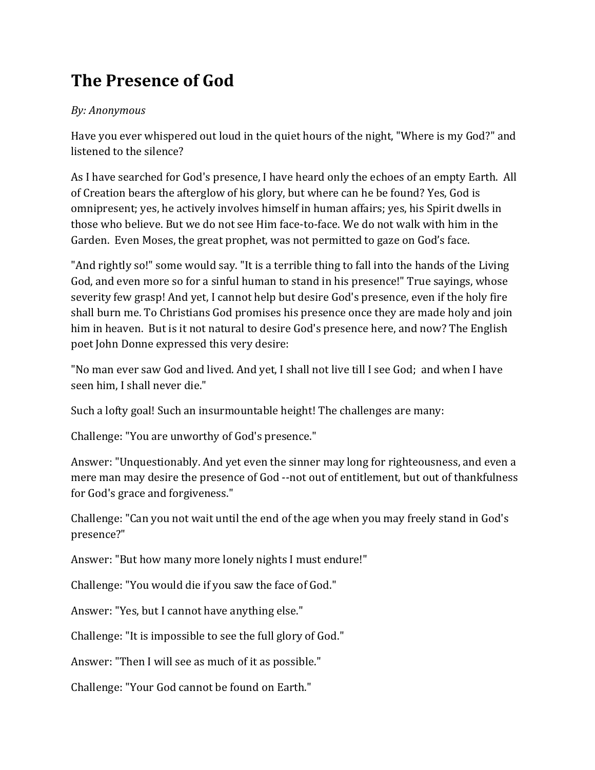# The Presence of God

*By: Anonymous*

Have you ever whispered out loud in the quiet hours of the night, "Where is my God?" and listened to the silence?

As I have searched for God's presence, I have heard only the echoes of an empty Earth. All of Creation bears the afterglow of his glory, but where can he be found? Yes, God is omnipresent; yes, he actively involves himself in human affairs; yes, his Spirit dwells in those who believe. But we do not see Him face-to-face. We do not walk with him in the Garden. Even Moses, the great prophet, was not permitted to gaze on God's face.

"And rightly so!" some would say. "It is a terrible thing to fall into the hands of the Living God, and even more so for a sinful human to stand in his presence!" True sayings, whose severity few grasp! And yet, I cannot help but desire God's presence, even if the holy fire shall burn me. To Christians God promises his presence once they are made holy and join him in heaven. But is it not natural to desire God's presence here, and now? The English poet John Donne expressed this very desire:

"No man ever saw God and lived. And yet, I shall not live till I see God; and when I have seen him, I shall never die."

Such a lofty goal! Such an insurmountable height! The challenges are many:

Challenge: "You are unworthy of God's presence."

Answer: "Unquestionably. And yet even the sinner may long for righteousness, and even a mere man may desire the presence of God --not out of entitlement, but out of thankfulness for God's grace and forgiveness."

Challenge: "Can you not wait until the end of the age when you may freely stand in God's presence?"

Answer: "But how many more lonely nights I must endure!"

Challenge: "You would die if you saw the face of God."

Answer: "Yes, but I cannot have anything else."

Challenge: "It is impossible to see the full glory of God."

Answer: "Then I will see as much of it as possible."

Challenge: "Your God cannot be found on Earth."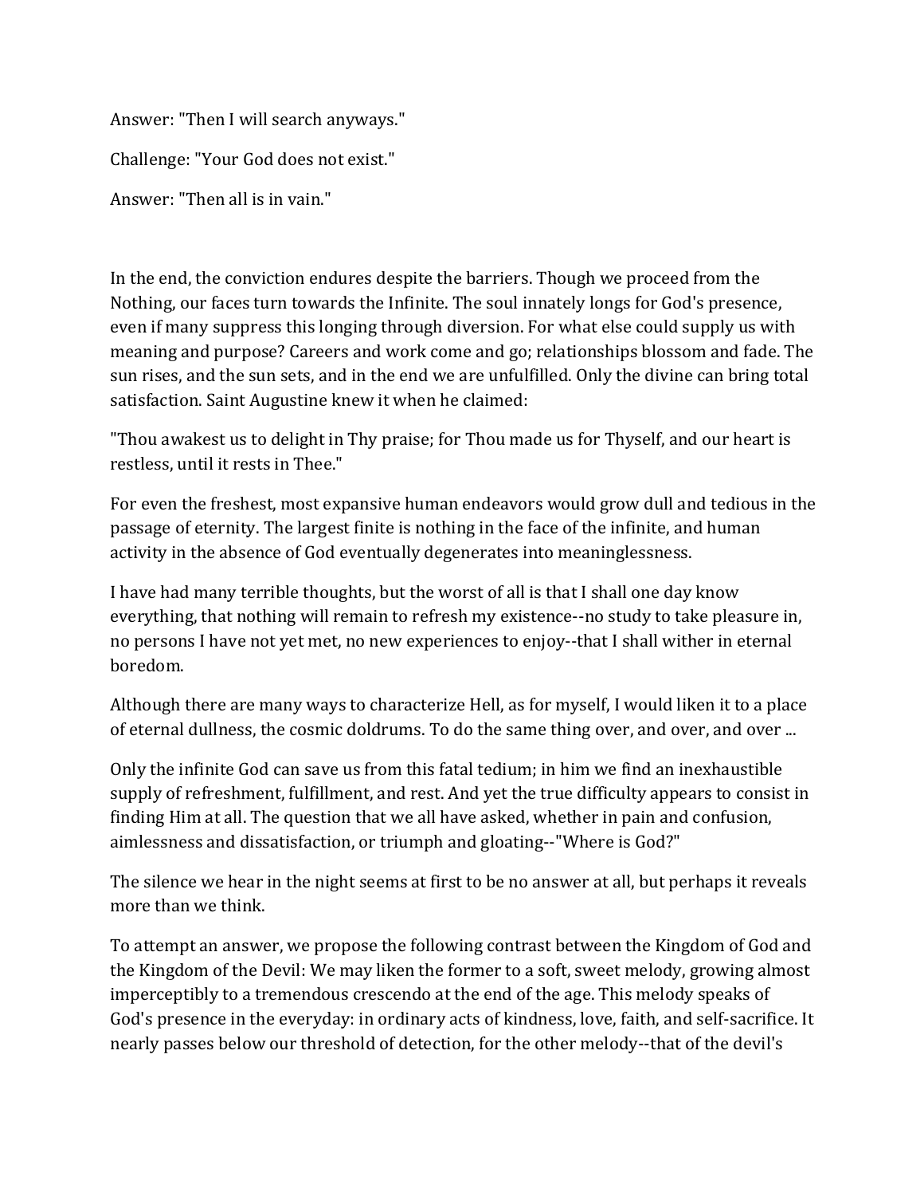Answer: "Then I will search anyways."

Challenge: "Your God does not exist."

Answer: "Then all is in vain."

In the end, the conviction endures despite the barriers. Though we proceed from the Nothing, our faces turn towards the Infinite. The soul innately longs for God's presence, even if many suppress this longing through diversion. For what else could supply us with meaning and purpose? Careers and work come and go; relationships blossom and fade. The sun rises, and the sun sets, and in the end we are unfulfilled. Only the divine can bring total satisfaction. Saint Augustine knew it when he claimed:

"Thou awakest us to delight in Thy praise; for Thou made us for Thyself, and our heart is restless, until it rests in Thee."

For even the freshest, most expansive human endeavors would grow dull and tedious in the passage of eternity. The largest finite is nothing in the face of the infinite, and human activity in the absence of God eventually degenerates into meaninglessness.

I have had many terrible thoughts, but the worst of all is that I shall one day know everything, that nothing will remain to refresh my existence--no study to take pleasure in, no persons I have not yet met, no new experiences to enjoy--that I shall wither in eternal boredom.

Although there are many ways to characterize Hell, as for myself, I would liken it to a place of eternal dullness, the cosmic doldrums. To do the same thing over, and over, and over ...

Only the infinite God can save us from this fatal tedium; in him we find an inexhaustible supply of refreshment, fulfillment, and rest. And yet the true difficulty appears to consist in finding Him at all. The question that we all have asked, whether in pain and confusion, aimlessness and dissatisfaction, or triumph and gloating--"Where is God?"

The silence we hear in the night seems at first to be no answer at all, but perhaps it reveals more than we think.

To attempt an answer, we propose the following contrast between the Kingdom of God and the Kingdom of the Devil: We may liken the former to a soft, sweet melody, growing almost imperceptibly to a tremendous crescendo at the end of the age. This melody speaks of God's presence in the everyday: in ordinary acts of kindness, love, faith, and self-sacrifice. It nearly passes below our threshold of detection, for the other melody--that of the devil's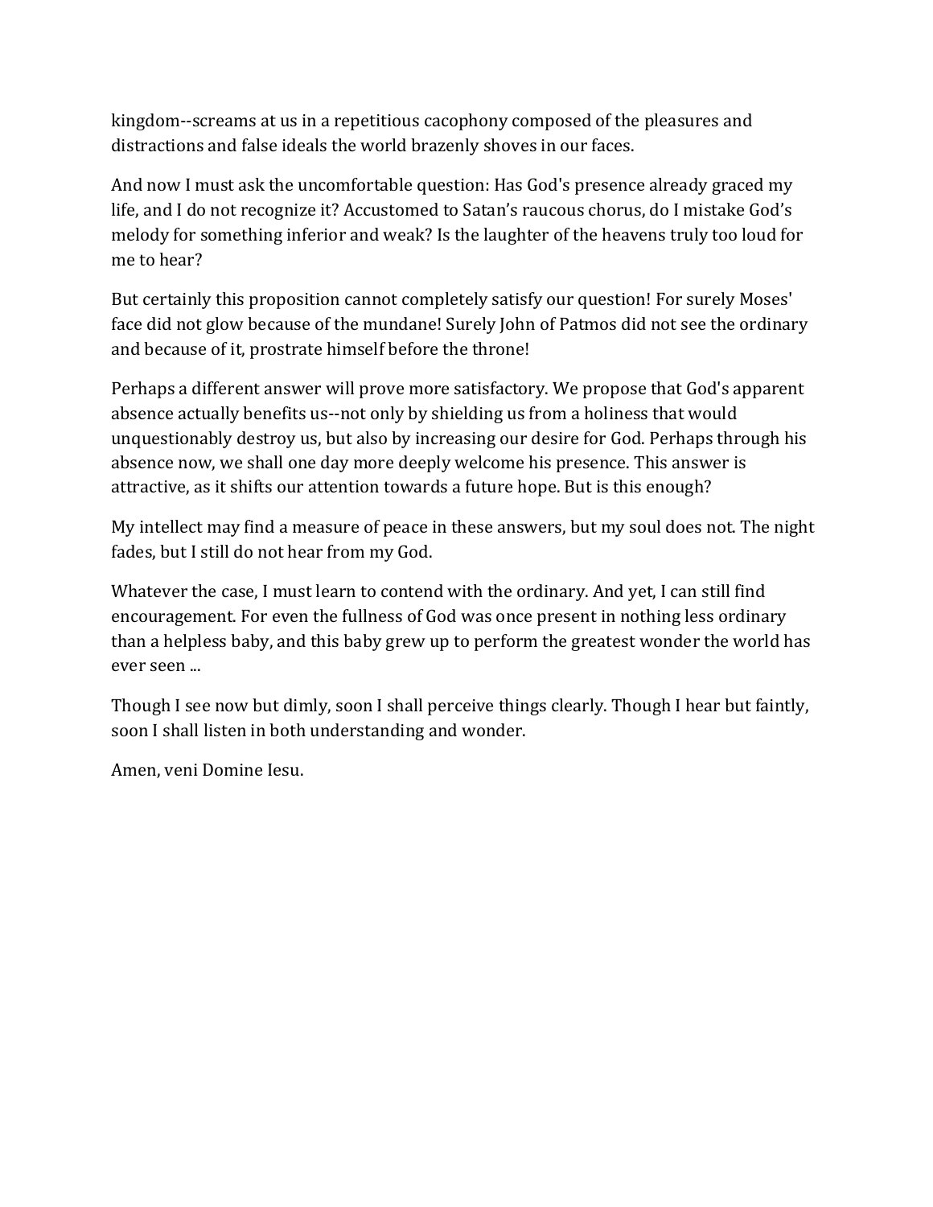kingdom--screams at us in a repetitious cacophony composed of the pleasures and distractions and false ideals the world brazenly shoves in our faces.

And now I must ask the uncomfortable question: Has God's presence already graced my life, and I do not recognize it? Accustomed to Satan's raucous chorus, do I mistake God's melody for something inferior and weak? Is the laughter of the heavens truly too loud for me to hear?

But certainly this proposition cannot completely satisfy our question! For surely Moses' face did not glow because of the mundane! Surely John of Patmos did not see the ordinary and because of it, prostrate himself before the throne!

Perhaps a different answer will prove more satisfactory. We propose that God's apparent absence actually benefits us--not only by shielding us from a holiness that would unquestionably destroy us, but also by increasing our desire for God. Perhaps through his absence now, we shall one day more deeply welcome his presence. This answer is attractive, as it shifts our attention towards a future hope. But is this enough?

My intellect may find a measure of peace in these answers, but my soul does not. The night fades, but I still do not hear from my God.

Whatever the case, I must learn to contend with the ordinary. And yet, I can still find encouragement. For even the fullness of God was once present in nothing less ordinary than a helpless baby, and this baby grew up to perform the greatest wonder the world has ever seen ...

Though I see now but dimly, soon I shall perceive things clearly. Though I hear but faintly, soon I shall listen in both understanding and wonder.

Amen, veni Domine Iesu.